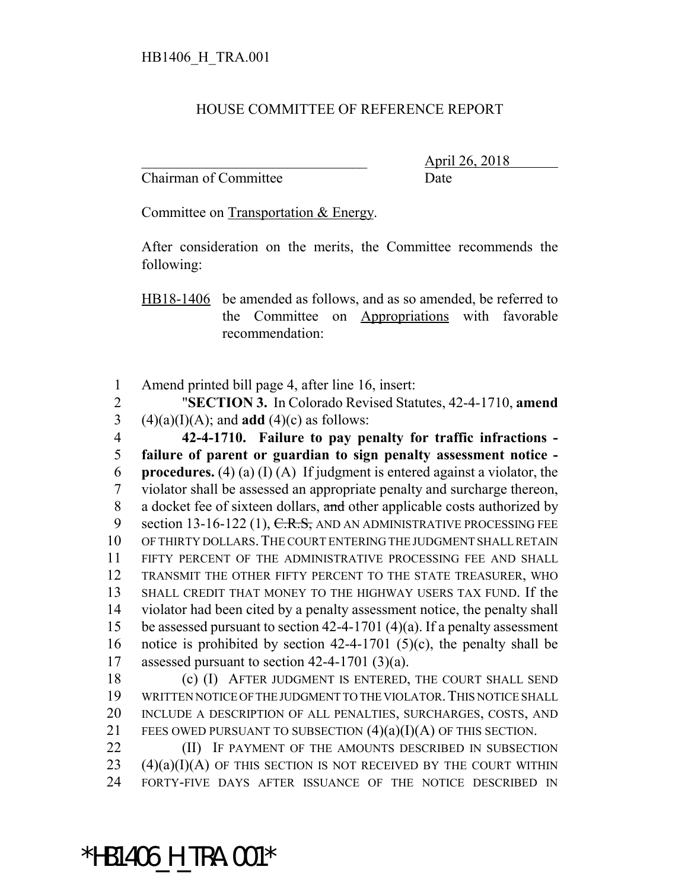HB1406_H_TRA.001

HOUSE COMMITTEE OF REFERENCE REPORT

________________________________ April 26, 2018
Chairman of Committee Date

Committee on Transportation & Energy.

After consideration on the merits, the Committee recommends the following:

HB18-1406 be amended as follows, and as so amended, be referred to the Committee on Appropriations with favorable recommendation:

1 Amend printed bill page 4, after line 16, insert:
2 "**SECTION 3.** In Colorado Revised Statutes, 42-4-1710, **amend**
3 (4)(a)(I)(A); and **add** (4)(c) as follows:
4 **42-4-1710. Failure to pay penalty for traffic infractions -**
5 **failure of parent or guardian to sign penalty assessment notice -**
6 **procedures.** (4) (a) (I) (A) If judgment is entered against a violator, the
7 violator shall be assessed an appropriate penalty and surcharge thereon,
8 a docket fee of sixteen dollars, ~~and~~ other applicable costs authorized by
9 section 13-16-122 (1), ~~C.R.S.,~~ AND AN ADMINISTRATIVE PROCESSING FEE
10 OF THIRTY DOLLARS. THE COURT ENTERING THE JUDGMENT SHALL RETAIN
11 FIFTY PERCENT OF THE ADMINISTRATIVE PROCESSING FEE AND SHALL
12 TRANSMIT THE OTHER FIFTY PERCENT TO THE STATE TREASURER, WHO
13 SHALL CREDIT THAT MONEY TO THE HIGHWAY USERS TAX FUND. If the
14 violator had been cited by a penalty assessment notice, the penalty shall
15 be assessed pursuant to section 42-4-1701 (4)(a). If a penalty assessment
16 notice is prohibited by section 42-4-1701 (5)(c), the penalty shall be
17 assessed pursuant to section 42-4-1701 (3)(a).
18 (c) (I) AFTER JUDGMENT IS ENTERED, THE COURT SHALL SEND
19 WRITTEN NOTICE OF THE JUDGMENT TO THE VIOLATOR. THIS NOTICE SHALL
20 INCLUDE A DESCRIPTION OF ALL PENALTIES, SURCHARGES, COSTS, AND
21 FEES OWED PURSUANT TO SUBSECTION (4)(a)(I)(A) OF THIS SECTION.
22 (II) IF PAYMENT OF THE AMOUNTS DESCRIBED IN SUBSECTION
23 (4)(a)(I)(A) OF THIS SECTION IS NOT RECEIVED BY THE COURT WITHIN
24 FORTY-FIVE DAYS AFTER ISSUANCE OF THE NOTICE DESCRIBED IN

*HB1406_H_TRA.001*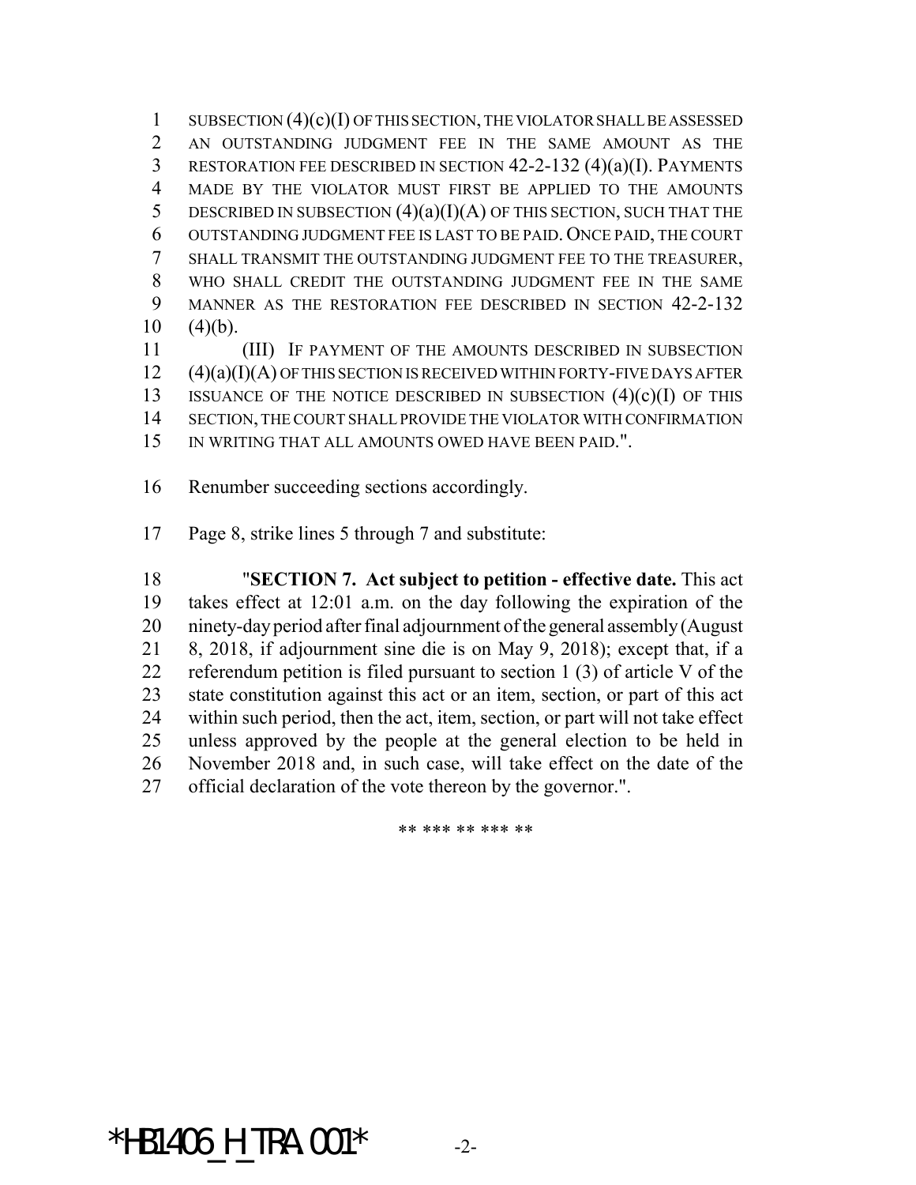SUBSECTION (4)(c)(I) OF THIS SECTION, THE VIOLATOR SHALL BE ASSESSED AN OUTSTANDING JUDGMENT FEE IN THE SAME AMOUNT AS THE RESTORATION FEE DESCRIBED IN SECTION 42-2-132 (4)(a)(I). PAYMENTS MADE BY THE VIOLATOR MUST FIRST BE APPLIED TO THE AMOUNTS DESCRIBED IN SUBSECTION (4)(a)(I)(A) OF THIS SECTION, SUCH THAT THE OUTSTANDING JUDGMENT FEE IS LAST TO BE PAID. ONCE PAID, THE COURT SHALL TRANSMIT THE OUTSTANDING JUDGMENT FEE TO THE TREASURER, WHO SHALL CREDIT THE OUTSTANDING JUDGMENT FEE IN THE SAME MANNER AS THE RESTORATION FEE DESCRIBED IN SECTION 42-2-132 (4)(b).

(III) IF PAYMENT OF THE AMOUNTS DESCRIBED IN SUBSECTION (4)(a)(I)(A) OF THIS SECTION IS RECEIVED WITHIN FORTY-FIVE DAYS AFTER ISSUANCE OF THE NOTICE DESCRIBED IN SUBSECTION (4)(c)(I) OF THIS SECTION, THE COURT SHALL PROVIDE THE VIOLATOR WITH CONFIRMATION IN WRITING THAT ALL AMOUNTS OWED HAVE BEEN PAID.".

Renumber succeeding sections accordingly.

Page 8, strike lines 5 through 7 and substitute:

"**SECTION 7. Act subject to petition - effective date.** This act takes effect at 12:01 a.m. on the day following the expiration of the ninety-day period after final adjournment of the general assembly (August 8, 2018, if adjournment sine die is on May 9, 2018); except that, if a referendum petition is filed pursuant to section 1 (3) of article V of the state constitution against this act or an item, section, or part of this act within such period, then the act, item, section, or part will not take effect unless approved by the people at the general election to be held in November 2018 and, in such case, will take effect on the date of the official declaration of the vote thereon by the governor.".

** *** ** *** **

*HB1406_H_TRA.001*